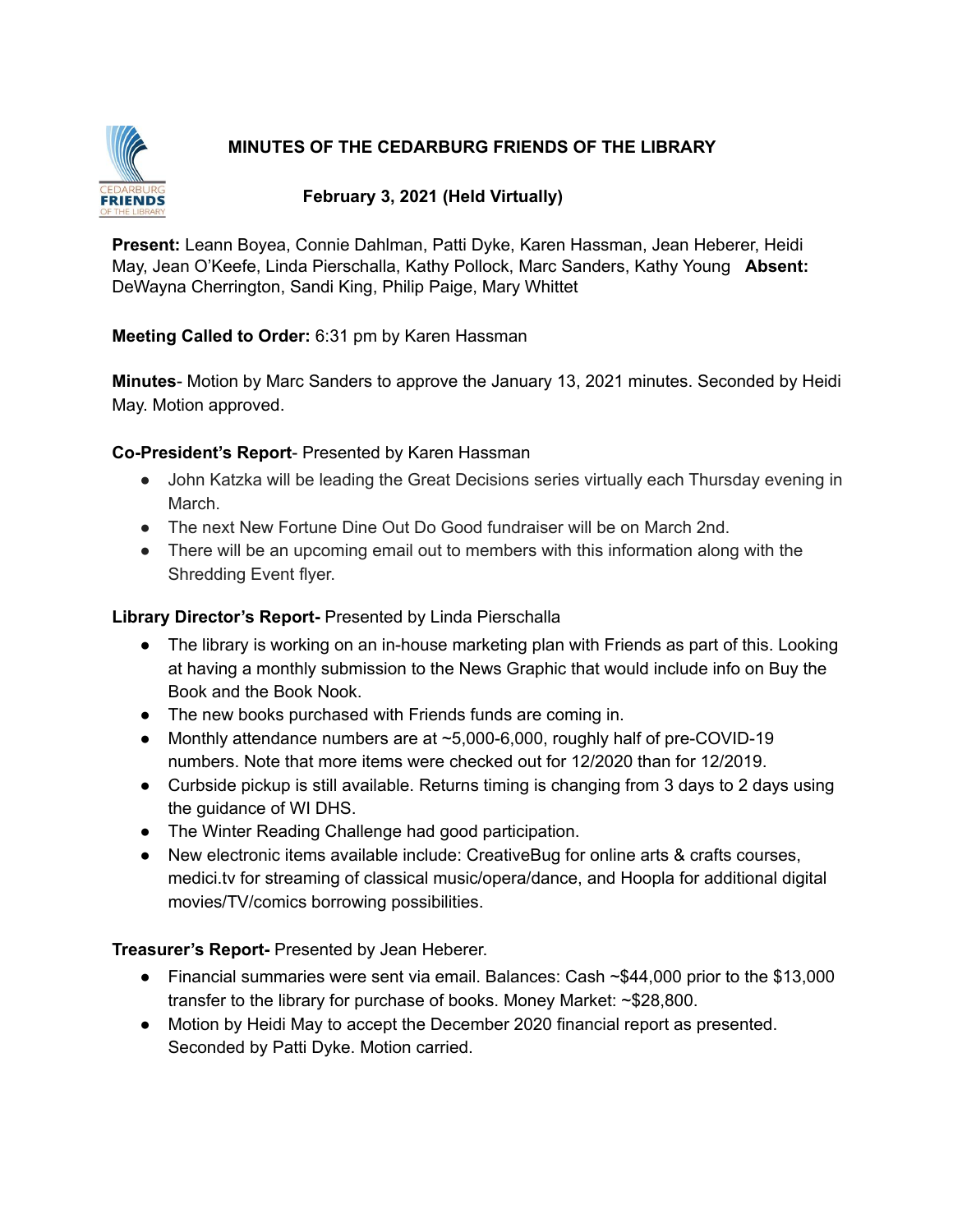# MINUTES OF THE CEDARBURG FRIENDS OF THE LIBRARY

## February 3, 2021 (Held Virtually)

**Present:** Leann Boyea, Connie Dahlman, Patti Dyke, Karen Hassman, Jean Heberer, Heidi May, Jean O'Keefe, Linda Pierschalla, Kathy Pollock, Marc Sanders, Kathy Young **Absent:** DeWayna Cherrington, Sandi King, Philip Paige, Mary Whittet

**Meeting Called to Order:** 6:31 pm by Karen Hassman

**Minutes**- Motion by Marc Sanders to approve the January 13, 2021 minutes. Seconded by Heidi May. Motion approved.

**Co-President's Report**- Presented by Karen Hassman

- John Katzka will be leading the Great Decisions series virtually each Thursday evening in March.
- The next New Fortune Dine Out Do Good fundraiser will be on March 2nd.
- There will be an upcoming email out to members with this information along with the Shredding Event flyer.

**Library Director's Report-** Presented by Linda Pierschalla

- The library is working on an in-house marketing plan with Friends as part of this. Looking at having a monthly submission to the News Graphic that would include info on Buy the Book and the Book Nook.
- The new books purchased with Friends funds are coming in.
- Monthly attendance numbers are at ~5,000-6,000, roughly half of pre-COVID-19 numbers. Note that more items were checked out for 12/2020 than for 12/2019.
- Curbside pickup is still available. Returns timing is changing from 3 days to 2 days using the guidance of WI DHS.
- The Winter Reading Challenge had good participation.
- New electronic items available include: CreativeBug for online arts & crafts courses, medici.tv for streaming of classical music/opera/dance, and Hoopla for additional digital movies/TV/comics borrowing possibilities.

**Treasurer's Report-** Presented by Jean Heberer.

- Financial summaries were sent via email. Balances: Cash ~$44,000 prior to the $13,000 transfer to the library for purchase of books. Money Market: ~$28,800.
- Motion by Heidi May to accept the December 2020 financial report as presented. Seconded by Patti Dyke. Motion carried.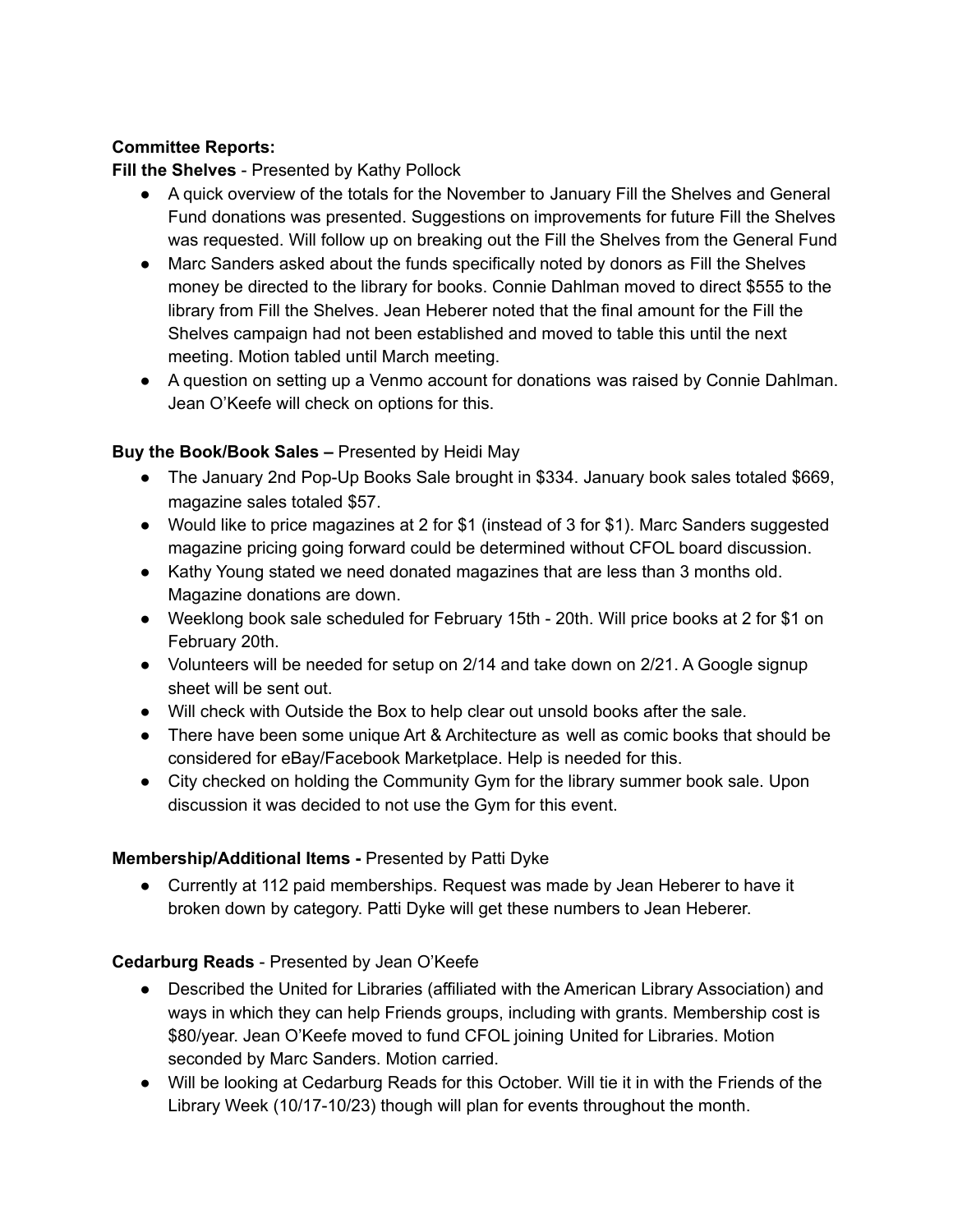**Committee Reports:**

**Fill the Shelves** - Presented by Kathy Pollock

- A quick overview of the totals for the November to January Fill the Shelves and General Fund donations was presented. Suggestions on improvements for future Fill the Shelves was requested. Will follow up on breaking out the Fill the Shelves from the General Fund
- Marc Sanders asked about the funds specifically noted by donors as Fill the Shelves money be directed to the library for books. Connie Dahlman moved to direct $555 to the library from Fill the Shelves. Jean Heberer noted that the final amount for the Fill the Shelves campaign had not been established and moved to table this until the next meeting. Motion tabled until March meeting.
- A question on setting up a Venmo account for donations was raised by Connie Dahlman. Jean O'Keefe will check on options for this.

**Buy the Book/Book Sales –** Presented by Heidi May

- The January 2nd Pop-Up Books Sale brought in $334. January book sales totaled $669, magazine sales totaled $57.
- Would like to price magazines at 2 for $1 (instead of 3 for $1). Marc Sanders suggested magazine pricing going forward could be determined without CFOL board discussion.
- Kathy Young stated we need donated magazines that are less than 3 months old. Magazine donations are down.
- Weeklong book sale scheduled for February 15th - 20th. Will price books at 2 for $1 on February 20th.
- Volunteers will be needed for setup on 2/14 and take down on 2/21. A Google signup sheet will be sent out.
- Will check with Outside the Box to help clear out unsold books after the sale.
- There have been some unique Art & Architecture as well as comic books that should be considered for eBay/Facebook Marketplace. Help is needed for this.
- City checked on holding the Community Gym for the library summer book sale. Upon discussion it was decided to not use the Gym for this event.

**Membership/Additional Items -** Presented by Patti Dyke

- Currently at 112 paid memberships. Request was made by Jean Heberer to have it broken down by category. Patti Dyke will get these numbers to Jean Heberer.

**Cedarburg Reads** - Presented by Jean O'Keefe

- Described the United for Libraries (affiliated with the American Library Association) and ways in which they can help Friends groups, including with grants. Membership cost is $80/year. Jean O'Keefe moved to fund CFOL joining United for Libraries. Motion seconded by Marc Sanders. Motion carried.
- Will be looking at Cedarburg Reads for this October. Will tie it in with the Friends of the Library Week (10/17-10/23) though will plan for events throughout the month.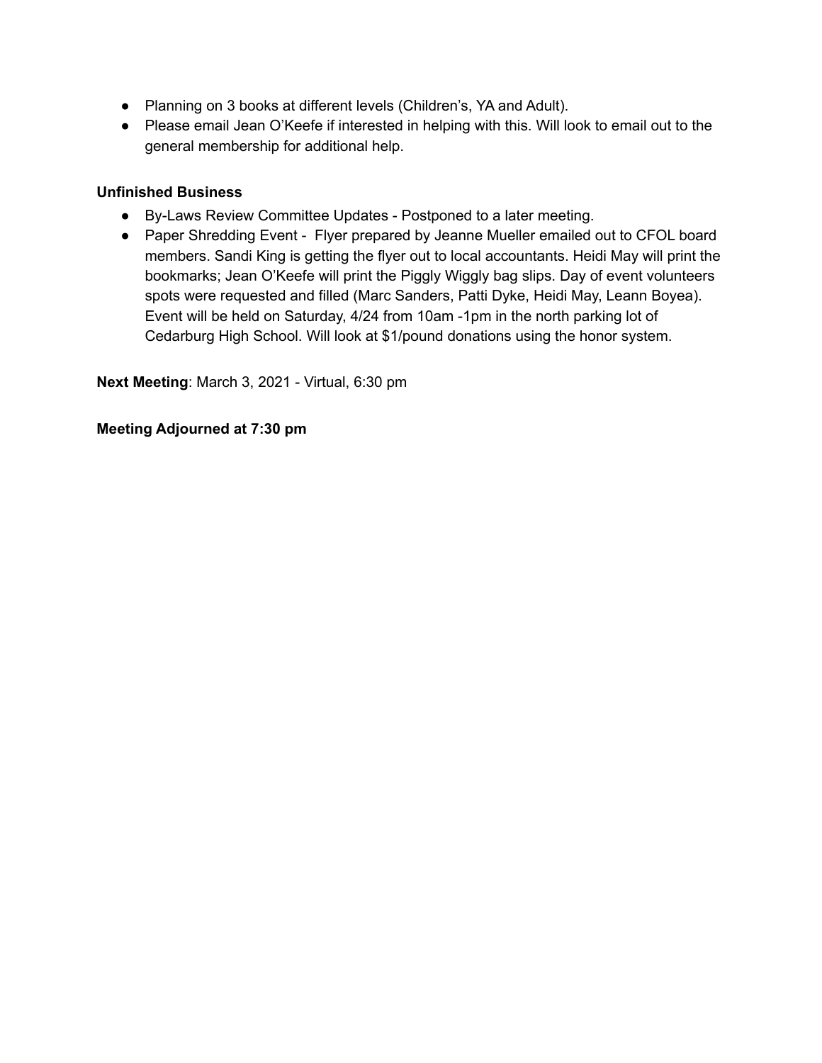- Planning on 3 books at different levels (Children's, YA and Adult).
- Please email Jean O'Keefe if interested in helping with this. Will look to email out to the general membership for additional help.

**Unfinished Business**

- By-Laws Review Committee Updates - Postponed to a later meeting.
- Paper Shredding Event - Flyer prepared by Jeanne Mueller emailed out to CFOL board members. Sandi King is getting the flyer out to local accountants. Heidi May will print the bookmarks; Jean O'Keefe will print the Piggly Wiggly bag slips. Day of event volunteers spots were requested and filled (Marc Sanders, Patti Dyke, Heidi May, Leann Boyea). Event will be held on Saturday, 4/24 from 10am -1pm in the north parking lot of Cedarburg High School. Will look at $1/pound donations using the honor system.

**Next Meeting**: March 3, 2021 - Virtual, 6:30 pm

**Meeting Adjourned at 7:30 pm**